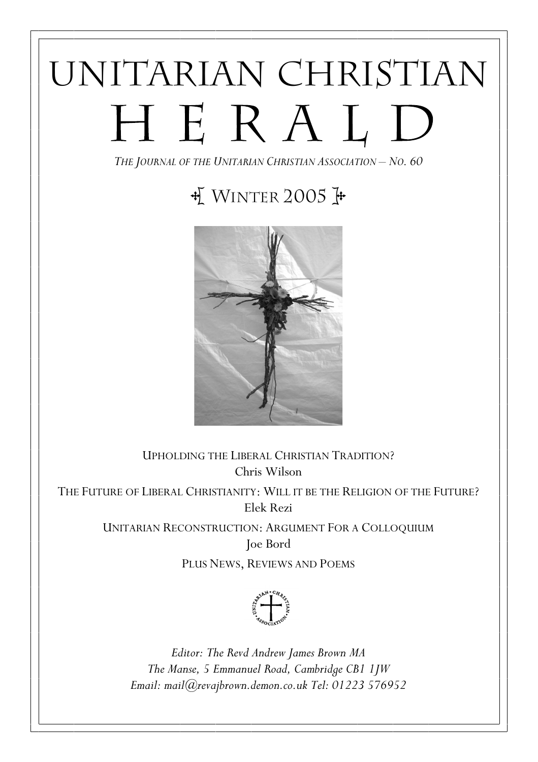# UNITARIAN CHRISTIAN HERALD

*THE JOURNAL OF THE UNITARIAN CHRISTIAN ASSOCIATION – NO. 60*

## WINTER 2005

UPHOLDING THE LIBERAL CHRISTIAN TRADITION?
Chris Wilson

THE FUTURE OF LIBERAL CHRISTIANITY: WILL IT BE THE RELIGION OF THE FUTURE?
Elek Rezi

UNITARIAN RECONSTRUCTION: ARGUMENT FOR A COLLOQUIUM
Joe Bord

PLUS NEWS, REVIEWS AND POEMS

*Editor: The Revd Andrew James Brown MA*
*The Manse, 5 Emmanuel Road, Cambridge CB1 1JW*
*Email: mail@revajbrown.demon.co.uk Tel: 01223 576952*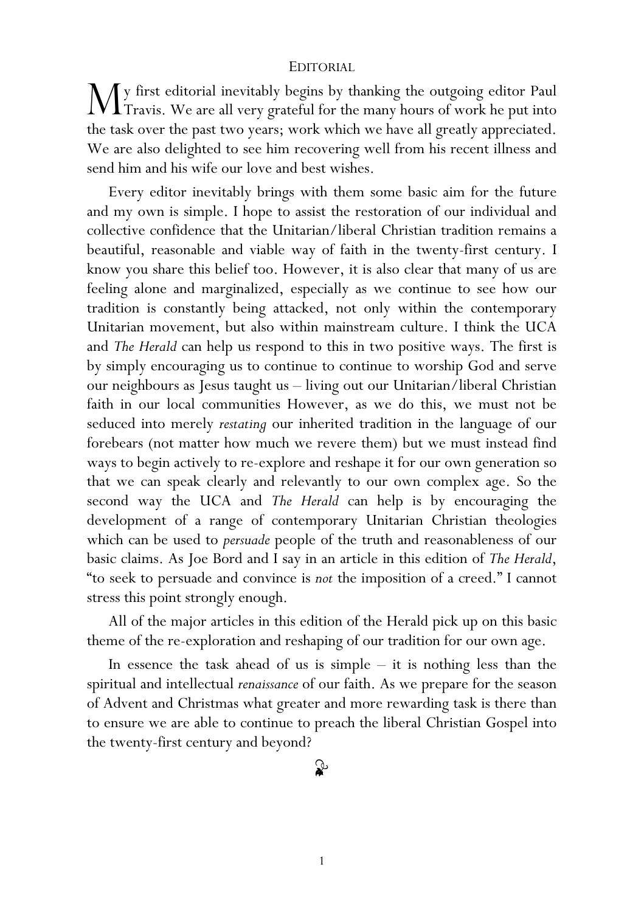# EDITORIAL

My first editorial inevitably begins by thanking the outgoing editor Paul Travis. We are all very grateful for the many hours of work he put into the task over the past two years; work which we have all greatly appreciated. We are also delighted to see him recovering well from his recent illness and send him and his wife our love and best wishes.

Every editor inevitably brings with them some basic aim for the future and my own is simple. I hope to assist the restoration of our individual and collective confidence that the Unitarian/liberal Christian tradition remains a beautiful, reasonable and viable way of faith in the twenty-first century. I know you share this belief too. However, it is also clear that many of us are feeling alone and marginalized, especially as we continue to see how our tradition is constantly being attacked, not only within the contemporary Unitarian movement, but also within mainstream culture. I think the UCA and *The Herald* can help us respond to this in two positive ways. The first is by simply encouraging us to continue to continue to worship God and serve our neighbours as Jesus taught us – living out our Unitarian/liberal Christian faith in our local communities However, as we do this, we must not be seduced into merely *restating* our inherited tradition in the language of our forebears (not matter how much we revere them) but we must instead find ways to begin actively to re-explore and reshape it for our own generation so that we can speak clearly and relevantly to our own complex age. So the second way the UCA and *The Herald* can help is by encouraging the development of a range of contemporary Unitarian Christian theologies which can be used to *persuade* people of the truth and reasonableness of our basic claims. As Joe Bord and I say in an article in this edition of *The Herald*, "to seek to persuade and convince is *not* the imposition of a creed." I cannot stress this point strongly enough.

All of the major articles in this edition of the Herald pick up on this basic theme of the re-exploration and reshaping of our tradition for our own age.

In essence the task ahead of us is simple – it is nothing less than the spiritual and intellectual *renaissance* of our faith. As we prepare for the season of Advent and Christmas what greater and more rewarding task is there than to ensure we are able to continue to preach the liberal Christian Gospel into the twenty-first century and beyond?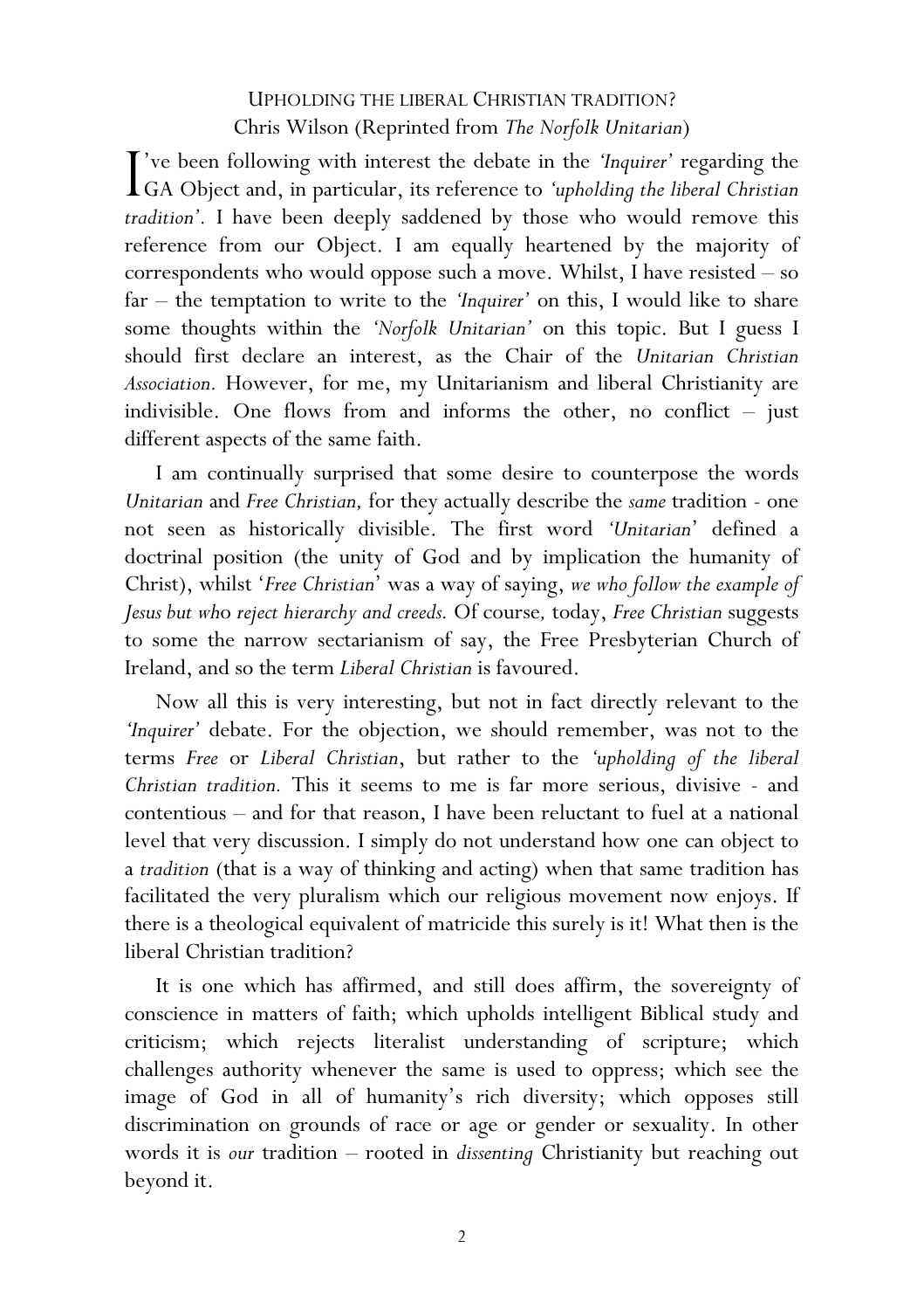## UPHOLDING THE LIBERAL CHRISTIAN TRADITION?

Chris Wilson (Reprinted from *The Norfolk Unitarian*)

I've been following with interest the debate in the *'Inquirer'* regarding the GA Object and, in particular, its reference to *'upholding the liberal Christian tradition'*. I have been deeply saddened by those who would remove this reference from our Object. I am equally heartened by the majority of correspondents who would oppose such a move. Whilst, I have resisted – so far – the temptation to write to the *'Inquirer'* on this, I would like to share some thoughts within the *'Norfolk Unitarian'* on this topic. But I guess I should first declare an interest, as the Chair of the *Unitarian Christian Association*. However, for me, my Unitarianism and liberal Christianity are indivisible. One flows from and informs the other, no conflict – just different aspects of the same faith.

I am continually surprised that some desire to counterpose the words *Unitarian* and *Free Christian,* for they actually describe the *same* tradition - one not seen as historically divisible. The first word *'Unitarian'* defined a doctrinal position (the unity of God and by implication the humanity of Christ), whilst '*Free Christian*' was a way of saying, *we who follow the example of Jesus but who reject hierarchy and creeds.* Of course*,* today, *Free Christian* suggests to some the narrow sectarianism of say, the Free Presbyterian Church of Ireland, and so the term *Liberal Christian* is favoured.

Now all this is very interesting, but not in fact directly relevant to the *'Inquirer'* debate. For the objection, we should remember, was not to the terms *Free* or *Liberal Christian*, but rather to the *'upholding of the liberal Christian tradition.* This it seems to me is far more serious, divisive - and contentious – and for that reason, I have been reluctant to fuel at a national level that very discussion. I simply do not understand how one can object to a *tradition* (that is a way of thinking and acting) when that same tradition has facilitated the very pluralism which our religious movement now enjoys. If there is a theological equivalent of matricide this surely is it! What then is the liberal Christian tradition?

It is one which has affirmed, and still does affirm, the sovereignty of conscience in matters of faith; which upholds intelligent Biblical study and criticism; which rejects literalist understanding of scripture; which challenges authority whenever the same is used to oppress; which see the image of God in all of humanity's rich diversity; which opposes still discrimination on grounds of race or age or gender or sexuality. In other words it is *our* tradition – rooted in *dissenting* Christianity but reaching out beyond it.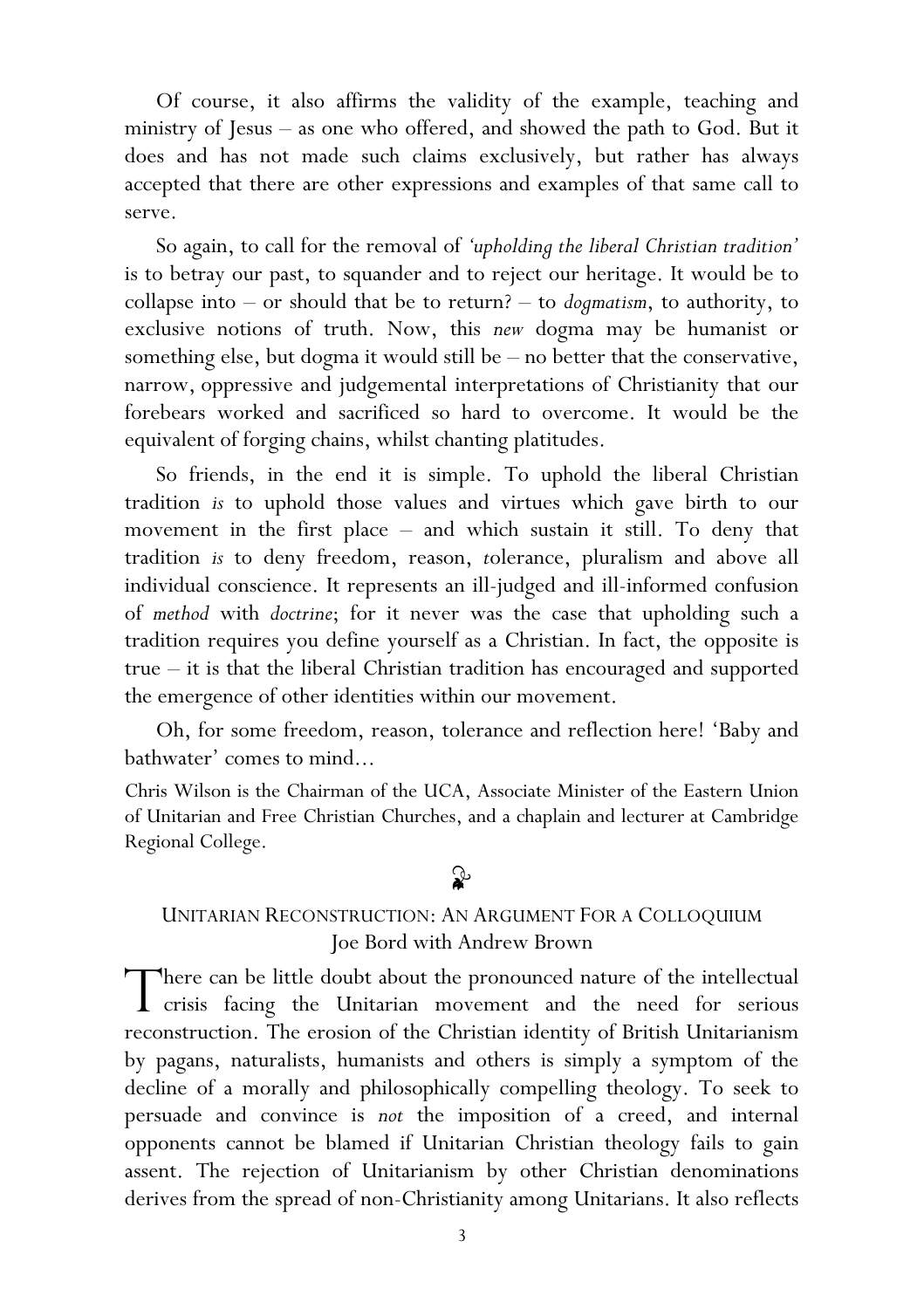Of course, it also affirms the validity of the example, teaching and ministry of Jesus – as one who offered, and showed the path to God. But it does and has not made such claims exclusively, but rather has always accepted that there are other expressions and examples of that same call to serve.

So again, to call for the removal of *'upholding the liberal Christian tradition'* is to betray our past, to squander and to reject our heritage. It would be to collapse into – or should that be to return? – to *dogmatism*, to authority, to exclusive notions of truth. Now, this *new* dogma may be humanist or something else, but dogma it would still be – no better that the conservative, narrow, oppressive and judgemental interpretations of Christianity that our forebears worked and sacrificed so hard to overcome. It would be the equivalent of forging chains, whilst chanting platitudes.

So friends, in the end it is simple. To uphold the liberal Christian tradition *is* to uphold those values and virtues which gave birth to our movement in the first place – and which sustain it still. To deny that tradition *is* to deny freedom, reason, *t*olerance, pluralism and above all individual conscience. It represents an ill-judged and ill-informed confusion of *method* with *doctrine*; for it never was the case that upholding such a tradition requires you define yourself as a Christian. In fact, the opposite is true – it is that the liberal Christian tradition has encouraged and supported the emergence of other identities within our movement.

Oh, for some freedom, reason, tolerance and reflection here! 'Baby and bathwater' comes to mind…

Chris Wilson is the Chairman of the UCA, Associate Minister of the Eastern Union of Unitarian and Free Christian Churches, and a chaplain and lecturer at Cambridge Regional College.

## UNITARIAN RECONSTRUCTION: AN ARGUMENT FOR A COLLOQUIUM

Joe Bord with Andrew Brown

There can be little doubt about the pronounced nature of the intellectual crisis facing the Unitarian movement and the need for serious reconstruction. The erosion of the Christian identity of British Unitarianism by pagans, naturalists, humanists and others is simply a symptom of the decline of a morally and philosophically compelling theology. To seek to persuade and convince is *not* the imposition of a creed, and internal opponents cannot be blamed if Unitarian Christian theology fails to gain assent. The rejection of Unitarianism by other Christian denominations derives from the spread of non-Christianity among Unitarians. It also reflects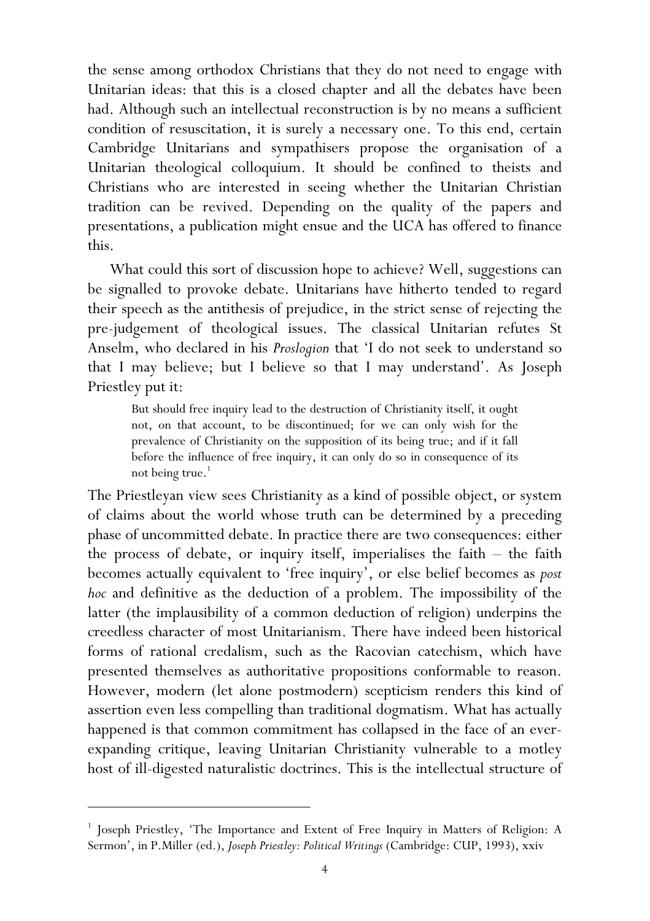the sense among orthodox Christians that they do not need to engage with Unitarian ideas: that this is a closed chapter and all the debates have been had. Although such an intellectual reconstruction is by no means a sufficient condition of resuscitation, it is surely a necessary one. To this end, certain Cambridge Unitarians and sympathisers propose the organisation of a Unitarian theological colloquium. It should be confined to theists and Christians who are interested in seeing whether the Unitarian Christian tradition can be revived. Depending on the quality of the papers and presentations, a publication might ensue and the UCA has offered to finance this.

What could this sort of discussion hope to achieve? Well, suggestions can be signalled to provoke debate. Unitarians have hitherto tended to regard their speech as the antithesis of prejudice, in the strict sense of rejecting the pre-judgement of theological issues. The classical Unitarian refutes St Anselm, who declared in his *Proslogion* that 'I do not seek to understand so that I may believe; but I believe so that I may understand'. As Joseph Priestley put it:

> But should free inquiry lead to the destruction of Christianity itself, it ought not, on that account, to be discontinued; for we can only wish for the prevalence of Christianity on the supposition of its being true; and if it fall before the influence of free inquiry, it can only do so in consequence of its not being true.[1]

The Priestleyan view sees Christianity as a kind of possible object, or system of claims about the world whose truth can be determined by a preceding phase of uncommitted debate. In practice there are two consequences: either the process of debate, or inquiry itself, imperialises the faith – the faith becomes actually equivalent to 'free inquiry', or else belief becomes as *post hoc* and definitive as the deduction of a problem. The impossibility of the latter (the implausibility of a common deduction of religion) underpins the creedless character of most Unitarianism. There have indeed been historical forms of rational credalism, such as the Racovian catechism, which have presented themselves as authoritative propositions conformable to reason. However, modern (let alone postmodern) scepticism renders this kind of assertion even less compelling than traditional dogmatism. What has actually happened is that common commitment has collapsed in the face of an ever-expanding critique, leaving Unitarian Christianity vulnerable to a motley host of ill-digested naturalistic doctrines. This is the intellectual structure of

[1] Joseph Priestley, 'The Importance and Extent of Free Inquiry in Matters of Religion: A Sermon', in P.Miller (ed.), *Joseph Priestley: Political Writings* (Cambridge: CUP, 1993), xxiv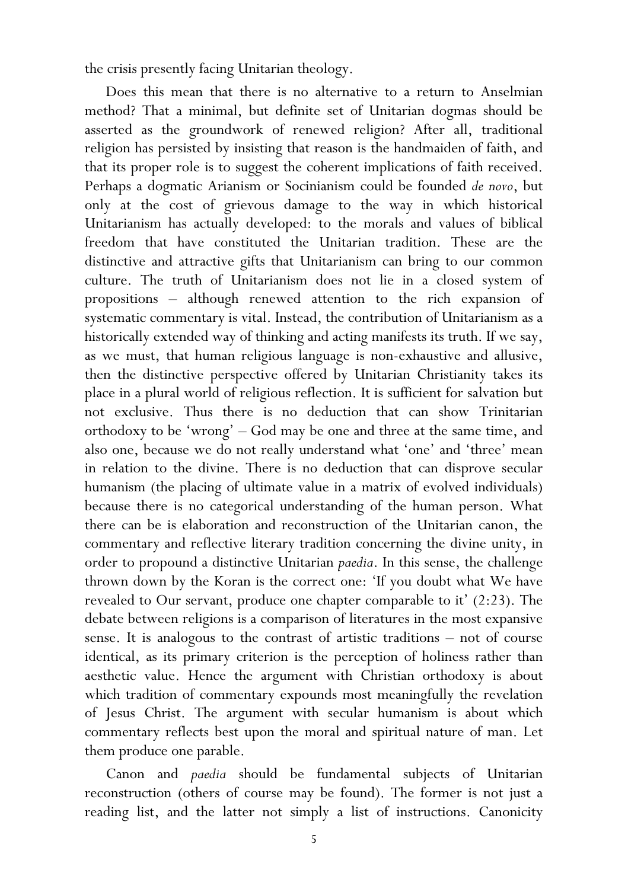the crisis presently facing Unitarian theology.

Does this mean that there is no alternative to a return to Anselmian method? That a minimal, but definite set of Unitarian dogmas should be asserted as the groundwork of renewed religion? After all, traditional religion has persisted by insisting that reason is the handmaiden of faith, and that its proper role is to suggest the coherent implications of faith received. Perhaps a dogmatic Arianism or Socinianism could be founded *de novo*, but only at the cost of grievous damage to the way in which historical Unitarianism has actually developed: to the morals and values of biblical freedom that have constituted the Unitarian tradition. These are the distinctive and attractive gifts that Unitarianism can bring to our common culture. The truth of Unitarianism does not lie in a closed system of propositions – although renewed attention to the rich expansion of systematic commentary is vital. Instead, the contribution of Unitarianism as a historically extended way of thinking and acting manifests its truth. If we say, as we must, that human religious language is non-exhaustive and allusive, then the distinctive perspective offered by Unitarian Christianity takes its place in a plural world of religious reflection. It is sufficient for salvation but not exclusive. Thus there is no deduction that can show Trinitarian orthodoxy to be 'wrong' – God may be one and three at the same time, and also one, because we do not really understand what 'one' and 'three' mean in relation to the divine. There no deduction that can disprove secular humanism (the placing of ultimate value in a matrix of evolved individuals) because there is no categorical understanding of the human person. What there can be is elaboration and reconstruction of the Unitarian canon, the commentary and reflective literary tradition concerning the divine unity, in order to propound a distinctive Unitarian *paedia*. In this sense, the challenge thrown down by the Koran is the correct one: 'If you doubt what We have revealed to Our servant, produce one chapter comparable to it' (2:23). The debate between religions is a comparison of literatures in the most expansive sense. It is analogous to the contrast of artistic traditions – not of course identical, as its primary criterion is the perception of holiness rather than aesthetic value. Hence the argument with Christian orthodoxy is about which tradition of commentary expounds most meaningfully the revelation of Jesus Christ. The argument with secular humanism is about which commentary reflects best upon the moral and spiritual nature of man. Let them produce one parable.

Canon and *paedia* should be fundamental subjects of Unitarian reconstruction (others of course may be found). The former is not just a reading list, and the latter not simply a list of instructions. Canonicity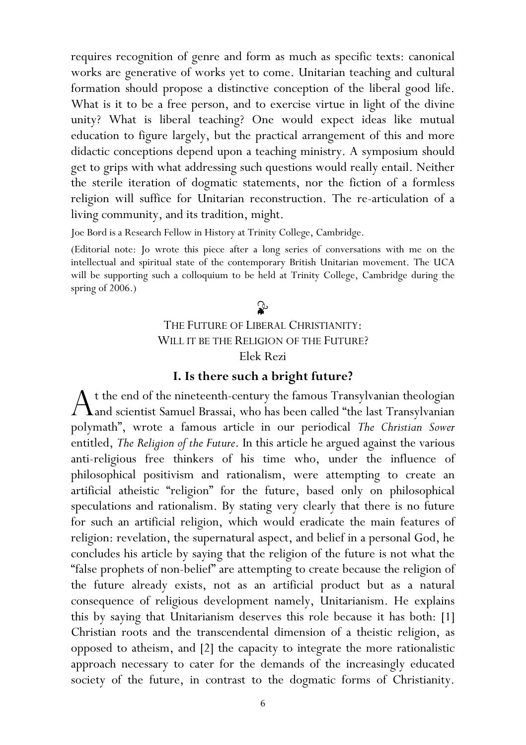requires recognition of genre and form as much as specific texts: canonical works are generative of works yet to come. Unitarian teaching and cultural formation should propose a distinctive conception of the liberal good life. What is it to be a free person, and to exercise virtue in light of the divine unity? What is liberal teaching? One would expect ideas like mutual education to figure largely, but the practical arrangement of this and more didactic conceptions depend upon a teaching ministry. A symposium should get to grips with what addressing such questions would really entail. Neither the sterile iteration of dogmatic statements, nor the fiction of a formless religion will suffice for Unitarian reconstruction. The re-articulation of a living community, and its tradition, might.

Joe Bord is a Research Fellow in History at Trinity College, Cambridge.

(Editorial note: Jo wrote this piece after a long series of conversations with me on the intellectual and spiritual state of the contemporary British Unitarian movement. The UCA will be supporting such a colloquium to be held at Trinity College, Cambridge during the spring of 2006.)

## THE FUTURE OF LIBERAL CHRISTIANITY: WILL IT BE THE RELIGION OF THE FUTURE?

Elek Rezi

### I. Is there such a bright future?

At the end of the nineteenth-century the famous Transylvanian theologian and scientist Samuel Brassai, who has been called "the last Transylvanian polymath", wrote a famous article in our periodical *The Christian Sower* entitled, *The Religion of the Future*. In this article he argued against the various anti-religious free thinkers of his time who, under the influence of philosophical positivism and rationalism, were attempting to create an artificial atheistic "religion" for the future, based only on philosophical speculations and rationalism. By stating very clearly that there is no future for such an artificial religion, which would eradicate the main features of religion: revelation, the supernatural aspect, and belief in a personal God, he concludes his article by saying that the religion of the future is not what the "false prophets of non-belief" are attempting to create because the religion of the future already exists, not as an artificial product but as a natural consequence of religious development namely, Unitarianism. He explains this by saying that Unitarianism deserves this role because it has both: [1] Christian roots and the transcendental dimension of a theistic religion, as opposed to atheism, and [2] the capacity to integrate the more rationalistic approach necessary to cater for the demands of the increasingly educated society of the future, in contrast to the dogmatic forms of Christianity.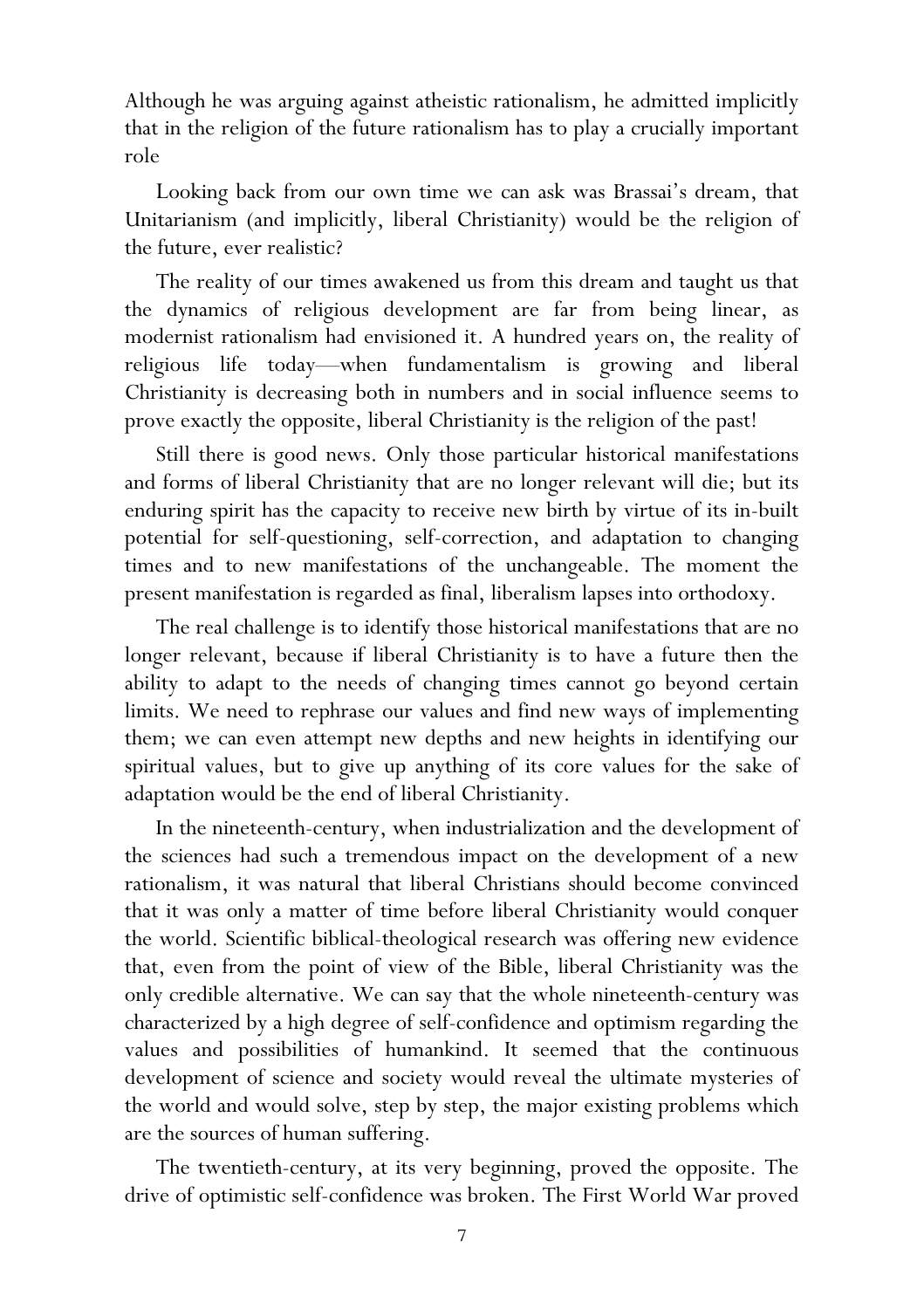Although he was arguing against atheistic rationalism, he admitted implicitly that in the religion of the future rationalism has to play a crucially important role

Looking back from our own time we can ask was Brassai's dream, that Unitarianism (and implicitly, liberal Christianity) would be the religion of the future, ever realistic?

The reality of our times awakened us from this dream and taught us that the dynamics of religious development are far from being linear, as modernist rationalism had envisioned it. A hundred years on, the reality of religious life today—when fundamentalism is growing and liberal Christianity is decreasing both in numbers and in social influence seems to prove exactly the opposite, liberal Christianity is the religion of the past!

Still there is good news. Only those particular historical manifestations and forms of liberal Christianity that are no longer relevant will die; but its enduring spirit has the capacity to receive new birth by virtue of its in-built potential for self-questioning, self-correction, and adaptation to changing times and to new manifestations of the unchangeable. The moment the present manifestation is regarded as final, liberalism lapses into orthodoxy.

The real challenge is to identify those historical manifestations that are no longer relevant, because if liberal Christianity is to have a future then the ability to adapt to the needs of changing times cannot go beyond certain limits. We need to rephrase our values and find new ways of implementing them; we can even attempt new depths and new heights in identifying our spiritual values, but to give up anything of its core values for the sake of adaptation would be the end of liberal Christianity.

In the nineteenth-century, when industrialization and the development of the sciences had such a tremendous impact on the development of a new rationalism, it was natural that liberal Christians should become convinced that it was only a matter of time before liberal Christianity would conquer the world. Scientific biblical-theological research was offering new evidence that, even from the point of view of the Bible, liberal Christianity was the only credible alternative. We can say that the whole nineteenth-century was characterized by a high degree of self-confidence and optimism regarding the values and possibilities of humankind. It seemed that the continuous development of science and society would reveal the ultimate mysteries of the world and would solve, step by step, the major existing problems which are the sources of human suffering.

The twentieth-century, at its very beginning, proved the opposite. The drive of optimistic self-confidence was broken. The First World War proved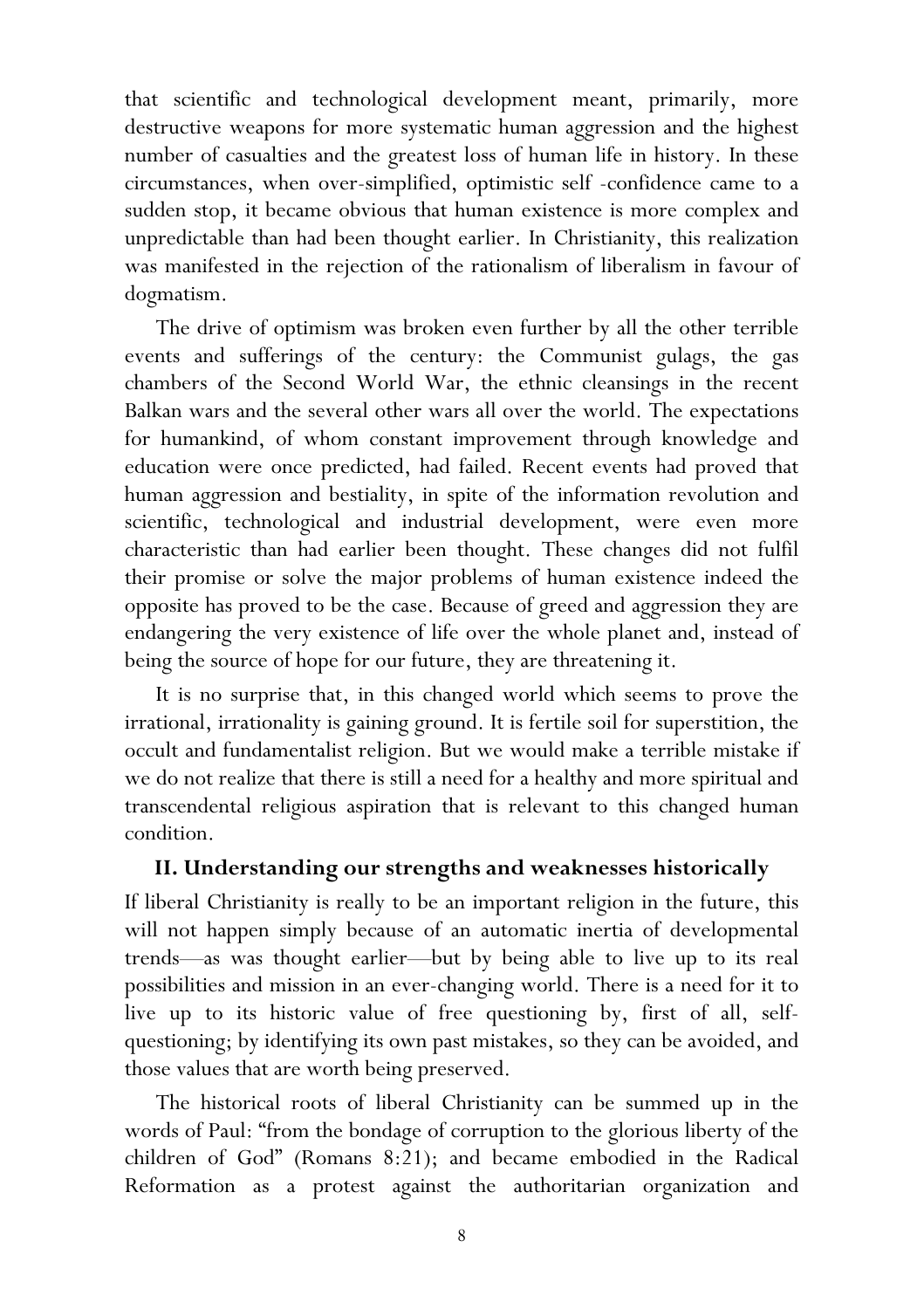that scientific and technological development meant, primarily, more destructive weapons for more systematic human aggression and the highest number of casualties and the greatest loss of human life in history. In these circumstances, when over-simplified, optimistic self -confidence came to a sudden stop, it became obvious that human existence is more complex and unpredictable than had been thought earlier. In Christianity, this realization was manifested in the rejection of the rationalism of liberalism in favour of dogmatism.

The drive of optimism was broken even further by all the other terrible events and sufferings of the century: the Communist gulags, the gas chambers of the Second World War, the ethnic cleansings in the recent Balkan wars and the several other wars all over the world. The expectations for humankind, of whom constant improvement through knowledge and education were once predicted, had failed. Recent events had proved that human aggression and bestiality, in spite of the information revolution and scientific, technological and industrial development, were even more characteristic than had earlier been thought. These changes did not fulfil their promise or solve the major problems of human existence indeed the opposite has proved to be the case. Because of greed and aggression they are endangering the very existence of life over the whole planet and, instead of being the source of hope for our future, they are threatening it.

It is no surprise that, in this changed world which seems to prove the irrational, irrationality is gaining ground. It is fertile soil for superstition, the occult and fundamentalist religion. But we would make a terrible mistake if we do not realize that there is still a need for a healthy and more spiritual and transcendental religious aspiration that is relevant to this changed human condition.

## II. Understanding our strengths and weaknesses historically

If liberal Christianity is really to be an important religion in the future, this will not happen simply because of an automatic inertia of developmental trends—as was thought earlier—but by being able to live up to its real possibilities and mission in an ever-changing world. There is a need for it to live up to its historic value of free questioning by, first of all, self-questioning; by identifying its own past mistakes, so they can be avoided, and those values that are worth being preserved.

The historical roots of liberal Christianity can be summed up in the words of Paul: "from the bondage of corruption to the glorious liberty of the children of God" (Romans 8:21); and became embodied in the Radical Reformation as a protest against the authoritarian organization and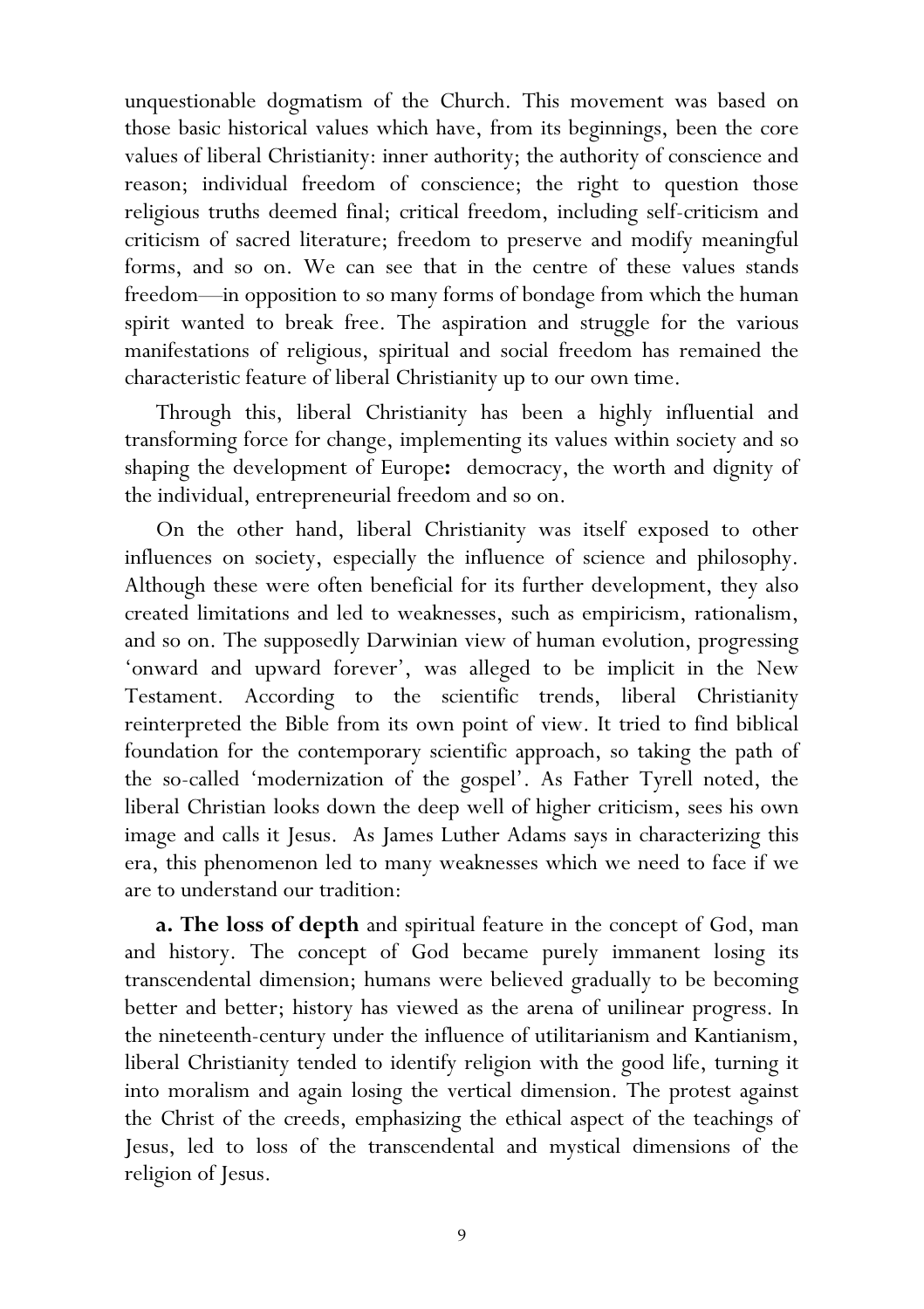unquestionable dogmatism of the Church. This movement was based on those basic historical values which have, from its beginnings, been the core values of liberal Christianity: inner authority; the authority of conscience and reason; individual freedom of conscience; the right to question those religious truths deemed final; critical freedom, including self-criticism and criticism of sacred literature; freedom to preserve and modify meaningful forms, and so on. We can see that in the centre of these values stands freedom—in opposition to so many forms of bondage from which the human spirit wanted to break free. The aspiration and struggle for the various manifestations of religious, spiritual and social freedom has remained the characteristic feature of liberal Christianity up to our own time.

Through this, liberal Christianity has been a highly influential and transforming force for change, implementing its values within society and so shaping the development of Europe**:** democracy, the worth and dignity of the individual, entrepreneurial freedom and so on.

On the other hand, liberal Christianity was itself exposed to other influences on society, especially the influence of science and philosophy. Although these were often beneficial for its further development, they also created limitations and led to weaknesses, such as empiricism, rationalism, and so on. The supposedly Darwinian view of human evolution, progressing 'onward and upward forever', was alleged to be implicit in the New Testament. According to the scientific trends, liberal Christianity reinterpreted the Bible from its own point of view. It tried to find biblical foundation for the contemporary scientific approach, so taking the path of the so-called 'modernization of the gospel'. As Father Tyrell noted, the liberal Christian looks down the deep well of higher criticism, sees his own image and calls it Jesus. As James Luther Adams says in characterizing this era, this phenomenon led to many weaknesses which we need to face if we are to understand our tradition:

**a. The loss of depth** and spiritual feature in the concept of God, man and history. The concept of God became purely immanent losing its transcendental dimension; humans were believed gradually to be becoming better and better; history has viewed as the arena of unilinear progress. In the nineteenth-century under the influence of utilitarianism and Kantianism, liberal Christianity tended to identify religion with the good life, turning it into moralism and again losing the vertical dimension. The protest against the Christ of the creeds, emphasizing the ethical aspect of the teachings of Jesus, led to loss of the transcendental and mystical dimensions of the religion of Jesus.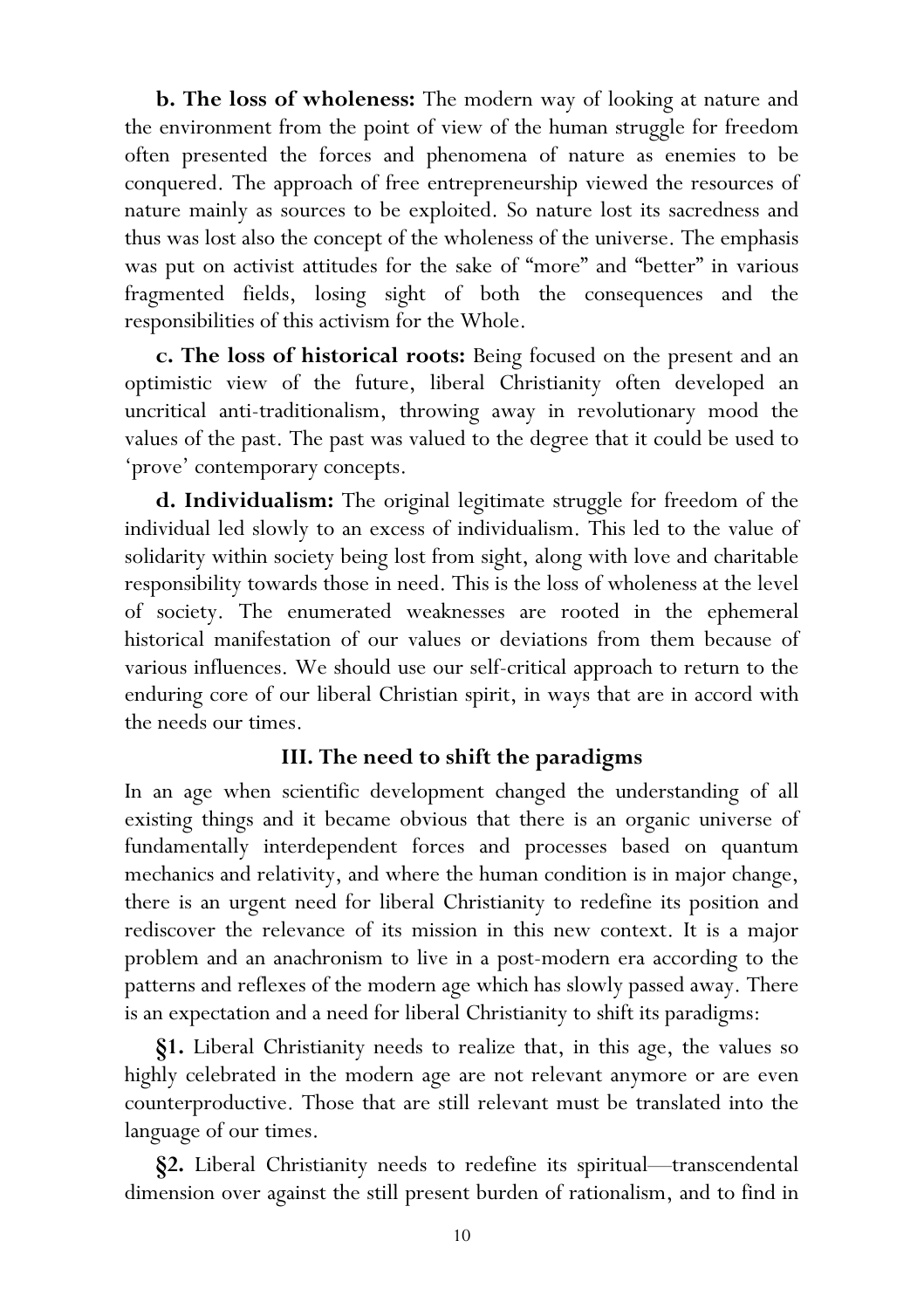**b. The loss of wholeness:** The modern way of looking at nature and the environment from the point of view of the human struggle for freedom often presented the forces and phenomena of nature as enemies to be conquered. The approach of free entrepreneurship viewed the resources of nature mainly as sources to be exploited. So nature lost its sacredness and thus was lost also the concept of the wholeness of the universe. The emphasis was put on activist attitudes for the sake of "more" and "better" in various fragmented fields, losing sight of both the consequences and the responsibilities of this activism for the Whole.

**c. The loss of historical roots:** Being focused on the present and an optimistic view of the future, liberal Christianity often developed an uncritical anti-traditionalism, throwing away in revolutionary mood the values of the past. The past was valued to the degree that it could be used to 'prove' contemporary concepts.

**d. Individualism:** The original legitimate struggle for freedom of the individual led slowly to an excess of individualism. This led to the value of solidarity within society being lost from sight, along with love and charitable responsibility towards those in need. This is the loss of wholeness at the level of society. The enumerated weaknesses are rooted in the ephemeral historical manifestation of our values or deviations from them because of various influences. We should use our self-critical approach to return to the enduring core of our liberal Christian spirit, in ways that are in accord with the needs our times.

## III. The need to shift the paradigms

In an age when scientific development changed the understanding of all existing things and it became obvious that there is an organic universe of fundamentally interdependent forces and processes based on quantum mechanics and relativity, and where the human condition is in major change, there is an urgent need for liberal Christianity to redefine its position and rediscover the relevance of its mission in this new context. It is a major problem and an anachronism to live in a post-modern era according to the patterns and reflexes of the modern age which has slowly passed away. There is an expectation and a need for liberal Christianity to shift its paradigms:

**§1.** Liberal Christianity needs to realize that, in this age, the values so highly celebrated in the modern age are not relevant anymore or are even counterproductive. Those that are still relevant must be translated into the language of our times.

**§2.** Liberal Christianity needs to redefine its spiritual—transcendental dimension over against the still present burden of rationalism, and to find in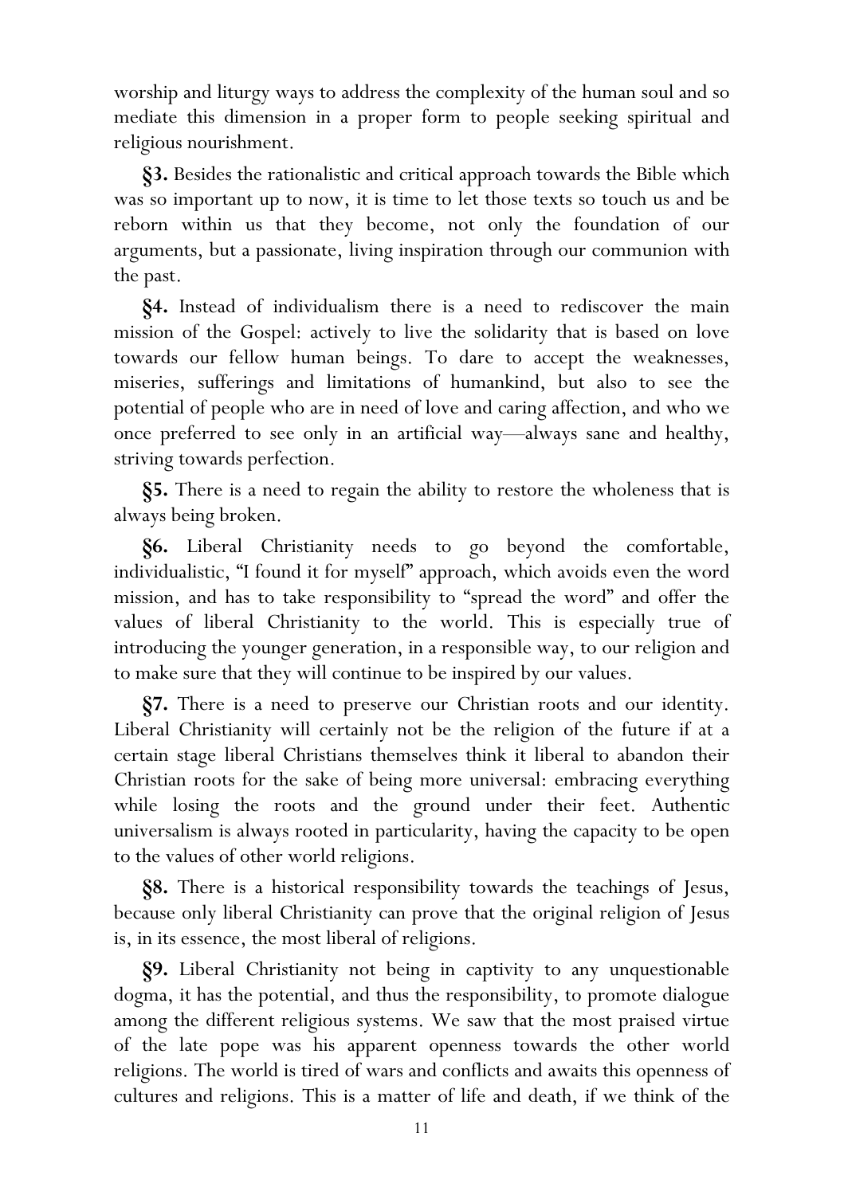worship and liturgy ways to address the complexity of the human soul and so mediate this dimension in a proper form to people seeking spiritual and religious nourishment.

**§3.** Besides the rationalistic and critical approach towards the Bible which was so important up to now, it is time to let those texts so touch us and be reborn within us that they become, not only the foundation of our arguments, but a passionate, living inspiration through our communion with the past.

**§4.** Instead of individualism there is a need to rediscover the main mission of the Gospel: actively to live the solidarity that is based on love towards our fellow human beings. To dare to accept the weaknesses, miseries, sufferings and limitations of humankind, but also to see the potential of people who are in need of love and caring affection, and who we once preferred to see only in an artificial way—always sane and healthy, striving towards perfection.

**§5.** There is a need to regain the ability to restore the wholeness that is always being broken.

**§6.** Liberal Christianity needs to go beyond the comfortable, individualistic, "I found it for myself" approach, which avoids even the word mission, and has to take responsibility to "spread the word" and offer the values of liberal Christianity to the world. This is especially true of introducing the younger generation, in a responsible way, to our religion and to make sure that they will continue to be inspired by our values.

**§7.** There is a need to preserve our Christian roots and our identity. Liberal Christianity will certainly not be the religion of the future if at a certain stage liberal Christians themselves think it liberal to abandon their Christian roots for the sake of being more universal: embracing everything while losing the roots and the ground under their feet. Authentic universalism is always rooted in particularity, having the capacity to be open to the values of other world religions.

**§8.** There is a historical responsibility towards the teachings of Jesus, because only liberal Christianity can prove that the original religion of Jesus is, in its essence, the most liberal of religions.

**§9.** Liberal Christianity not being in captivity to any unquestionable dogma, it has the potential, and thus the responsibility, to promote dialogue among the different religious systems. We saw that the most praised virtue of the late pope was his apparent openness towards the other world religions. The world is tired of wars and conflicts and awaits this openness of cultures and religions. This is a matter of life and death, if we think of the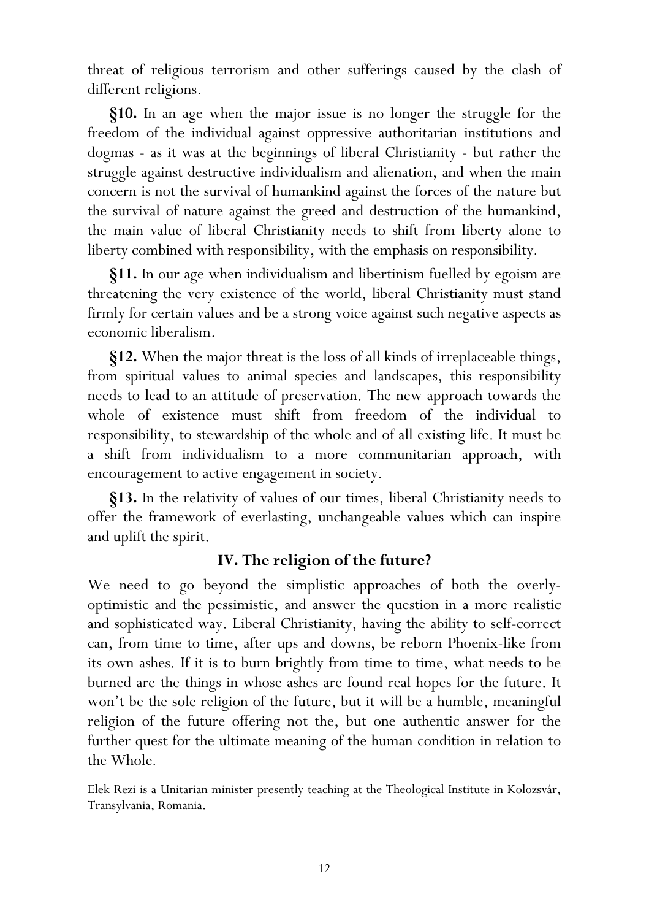threat of religious terrorism and other sufferings caused by the clash of different religions.

**§10.** In an age when the major issue is no longer the struggle for the freedom of the individual against oppressive authoritarian institutions and dogmas - as it was at the beginnings of liberal Christianity - but rather the struggle against destructive individualism and alienation, and when the main concern is not the survival of humankind against the forces of the nature but the survival of nature against the greed and destruction of the humankind, the main value of liberal Christianity needs to shift from liberty alone to liberty combined with responsibility, with the emphasis on responsibility.

**§11.** In our age when individualism and libertinism fuelled by egoism are threatening the very existence of the world, liberal Christianity must stand firmly for certain values and be a strong voice against such negative aspects as economic liberalism.

**§12.** When the major threat is the loss of all kinds of irreplaceable things, from spiritual values to animal species and landscapes, this responsibility needs to lead to an attitude of preservation. The new approach towards the whole of existence must shift from freedom of the individual to responsibility, to stewardship of the whole and of all existing life. It must be a shift from individualism to a more communitarian approach, with encouragement to active engagement in society.

**§13.** In the relativity of values of our times, liberal Christianity needs to offer the framework of everlasting, unchangeable values which can inspire and uplift the spirit.

## IV. The religion of the future?

We need to go beyond the simplistic approaches of both the overly-optimistic and the pessimistic, and answer the question in a more realistic and sophisticated way. Liberal Christianity, having the ability to self-correct can, from time to time, after ups and downs, be reborn Phoenix-like from its own ashes. If it is to burn brightly from time to time, what needs to be burned are the things in whose ashes are found real hopes for the future. It won't be the sole religion of the future, but it will be a humble, meaningful religion of the future offering not the, but one authentic answer for the further quest for the ultimate meaning of the human condition in relation to the Whole.

Elek Rezi is a Unitarian minister presently teaching at the Theological Institute in Kolozsvár, Transylvania, Romania.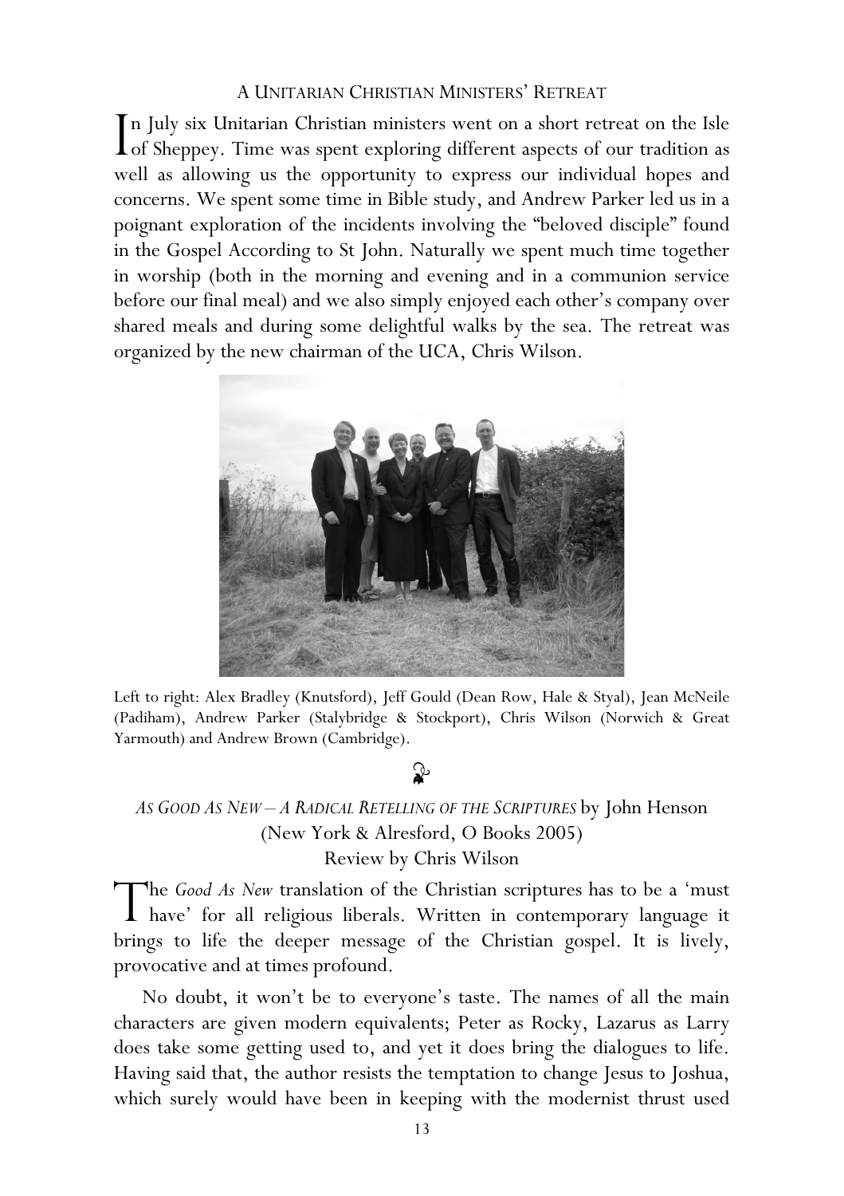## A Unitarian Christian Ministers' Retreat

In July six Unitarian Christian ministers went on a short retreat on the Isle of Sheppey. Time was spent exploring different aspects of our tradition as well as allowing us the opportunity to express our individual hopes and concerns. We spent some time in Bible study, and Andrew Parker led us in a poignant exploration of the incidents involving the "beloved disciple" found in the Gospel According to St John. Naturally we spent much time together in worship (both in the morning and evening and in a communion service before our final meal) and we also simply enjoyed each other's company over shared meals and during some delightful walks by the sea. The retreat was organized by the new chairman of the UCA, Chris Wilson.

Left to right: Alex Bradley (Knutsford), Jeff Gould (Dean Row, Hale & Styal), Jean McNeile (Padiham), Andrew Parker (Stalybridge & Stockport), Chris Wilson (Norwich & Great Yarmouth) and Andrew Brown (Cambridge).

## *As Good As New – A Radical Retelling of the Scriptures* by John Henson (New York & Alresford, O Books 2005)

Review by Chris Wilson

The *Good As New* translation of the Christian scriptures has to be a 'must have' for all religious liberals. Written in contemporary language it brings to life the deeper message of the Christian gospel. It is lively, provocative and at times profound.

No doubt, it won't be to everyone's taste. The names of all the main characters are given modern equivalents; Peter as Rocky, Lazarus as Larry does take some getting used to, and yet it does bring the dialogues to life. Having said that, the author resists the temptation to change Jesus to Joshua, which surely would have been in keeping with the modernist thrust used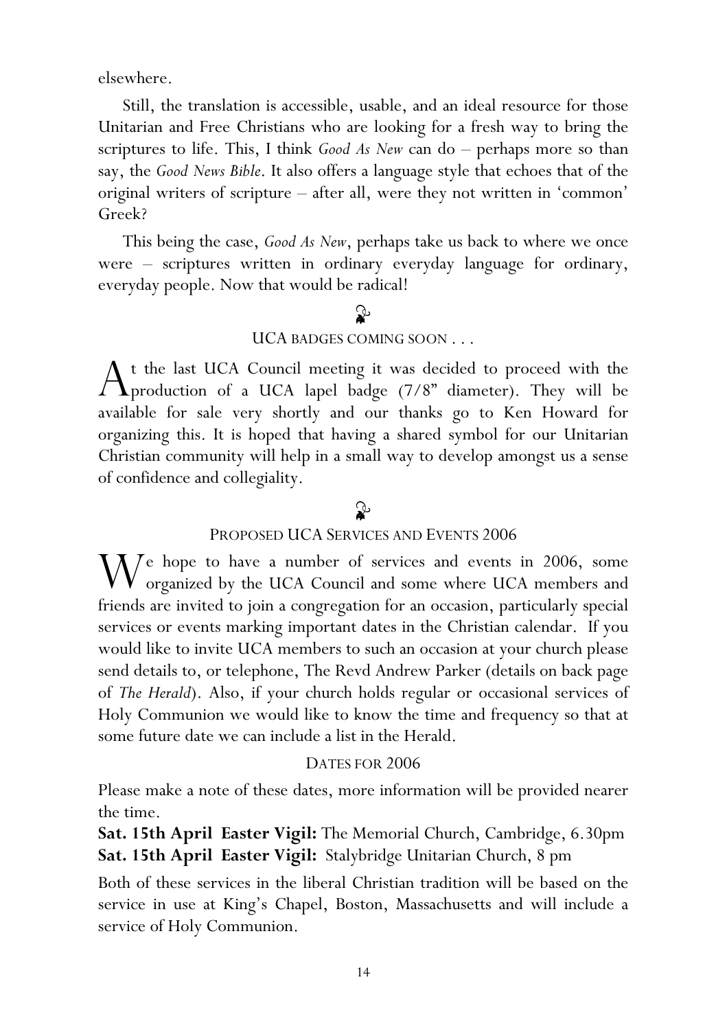elsewhere.

Still, the translation is accessible, usable, and an ideal resource for those Unitarian and Free Christians who are looking for a fresh way to bring the scriptures to life. This, I think *Good As New* can do – perhaps more so than say, the *Good News Bible*. It also offers a language style that echoes that of the original writers of scripture – after all, were they not written in 'common' Greek?

This being the case, *Good As New*, perhaps take us back to where we once were – scriptures written in ordinary everyday language for ordinary, everyday people. Now that would be radical!

## UCA BADGES COMING SOON . . .

At the last UCA Council meeting it was decided to proceed with the production of a UCA lapel badge (7/8" diameter). They will be available for sale very shortly and our thanks go to Ken Howard for organizing this. It is hoped that having a shared symbol for our Unitarian Christian community will help in a small way to develop amongst us a sense of confidence and collegiality.

## PROPOSED UCA SERVICES AND EVENTS 2006

We hope to have a number of services and events in 2006, some organized by the UCA Council and some where UCA members and friends are invited to join a congregation for an occasion, particularly special services or events marking important dates in the Christian calendar. If you would like to invite UCA members to such an occasion at your church please send details to, or telephone, The Revd Andrew Parker (details on back page of *The Herald*). Also, if your church holds regular or occasional services of Holy Communion we would like to know the time and frequency so that at some future date we can include a list in the Herald.

### DATES FOR 2006

Please make a note of these dates, more information will be provided nearer the time.

**Sat. 15th April Easter Vigil:** The Memorial Church, Cambridge, 6.30pm
**Sat. 15th April Easter Vigil:** Stalybridge Unitarian Church, 8 pm

Both of these services in the liberal Christian tradition will be based on the service in use at King's Chapel, Boston, Massachusetts and will include a service of Holy Communion.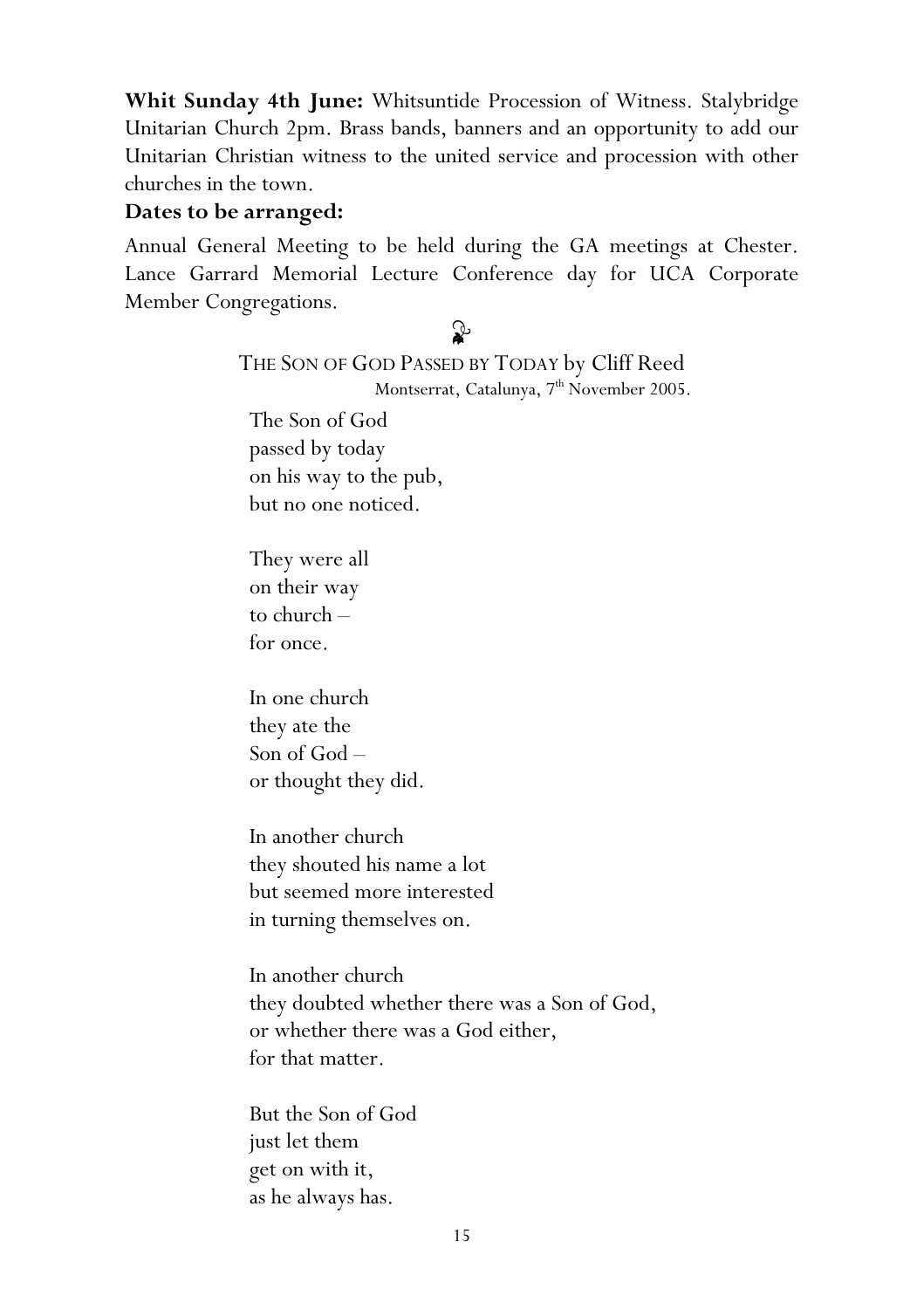**Whit Sunday 4th June:** Whitsuntide Procession of Witness. Stalybridge Unitarian Church 2pm. Brass bands, banners and an opportunity to add our Unitarian Christian witness to the united service and procession with other churches in the town.

**Dates to be arranged:**

Annual General Meeting to be held during the GA meetings at Chester. Lance Garrard Memorial Lecture Conference day for UCA Corporate Member Congregations.

## THE SON OF GOD PASSED BY TODAY by Cliff Reed

Montserrat, Catalunya, 7th November 2005.

The Son of God  
passed by today  
on his way to the pub,  
but no one noticed.

They were all  
on their way  
to church –  
for once.

In one church  
they ate the  
Son of God –  
or thought they did.

In another church  
they shouted his name a lot  
but seemed more interested  
in turning themselves on.

In another church  
they doubted whether there was a Son of God,  
or whether there was a God either,  
for that matter.

But the Son of God  
just let them  
get on with it,  
as he always has.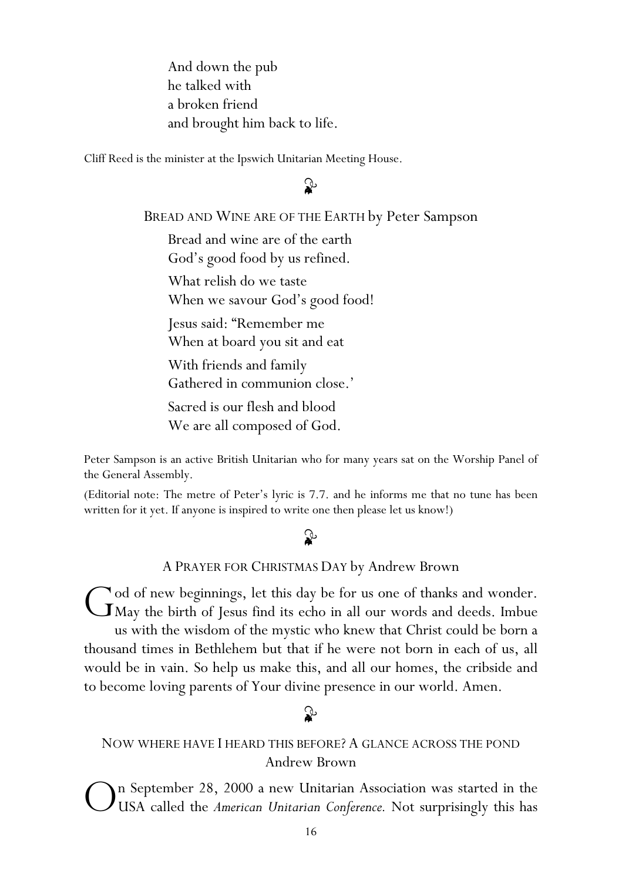And down the pub  
he talked with  
a broken friend  
and brought him back to life.

Cliff Reed is the minister at the Ipswich Unitarian Meeting House.

## BREAD AND WINE ARE OF THE EARTH by Peter Sampson

Bread and wine are of the earth  
God's good food by us refined.

What relish do we taste  
When we savour God's good food!

Jesus said: "Remember me  
When at board you sit and eat

With friends and family  
Gathered in communion close.'

Sacred is our flesh and blood  
We are all composed of God.

Peter Sampson is an active British Unitarian who for many years sat on the Worship Panel of the General Assembly.

(Editorial note: The metre of Peter's lyric is 7.7. and he informs me that no tune has been written for it yet. If anyone is inspired to write one then please let us know!)

## A PRAYER FOR CHRISTMAS DAY by Andrew Brown

God of new beginnings, let this day be for us one of thanks and wonder. May the birth of Jesus find its echo in all our words and deeds. Imbue us with the wisdom of the mystic who knew that Christ could be born a thousand times in Bethlehem but that if he were not born in each of us, all would be in vain. So help us make this, and all our homes, the cribside and to become loving parents of Your divine presence in our world. Amen.

## NOW WHERE HAVE I HEARD THIS BEFORE? A GLANCE ACROSS THE POND
Andrew Brown

On September 28, 2000 a new Unitarian Association was started in the USA called the *American Unitarian Conference.* Not surprisingly this has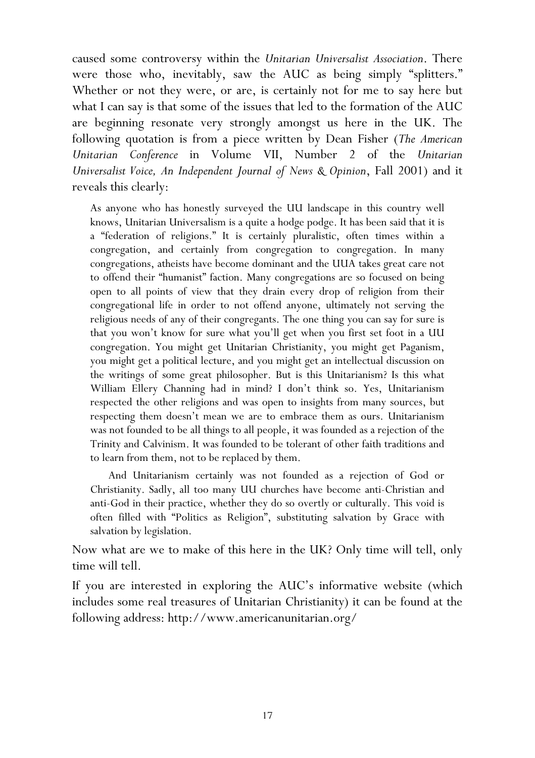caused some controversy within the *Unitarian Universalist Association*. There were those who, inevitably, saw the AUC as being simply "splitters." Whether or not they were, or are, is certainly not for me to say here but what I can say is that some of the issues that led to the formation of the AUC are beginning resonate very strongly amongst us here in the UK. The following quotation is from a piece written by Dean Fisher (*The American Unitarian Conference* in Volume VII, Number 2 of the *Unitarian Universalist Voice, An Independent Journal of News & Opinion*, Fall 2001) and it reveals this clearly:

> As anyone who has honestly surveyed the UU landscape in this country well knows, Unitarian Universalism is a quite a hodge podge. It has been said that it is a "federation of religions." It is certainly pluralistic, often times within a congregation, and certainly from congregation to congregation. In many congregations, atheists have become dominant and the UUA takes great care not to offend their "humanist" faction. Many congregations are so focused on being open to all points of view that they drain every drop of religion from their congregational life in order to not offend anyone, ultimately not serving the religious needs of any of their congregants. The one thing you can say for sure is that you won't know for sure what you'll get when you first set foot in a UU congregation. You might get Unitarian Christianity, you might get Paganism, you might get a political lecture, and you might get an intellectual discussion on the writings of some great philosopher. But is this Unitarianism? Is this what William Ellery Channing had in mind? I don't think so. Yes, Unitarianism respected the other religions and was open to insights from many sources, but respecting them doesn't mean we are to embrace them as ours. Unitarianism was not founded to be all things to all people, it was founded as a rejection of the Trinity and Calvinism. It was founded to be tolerant of other faith traditions and to learn from them, not to be replaced by them.
>
> And Unitarianism certainly was not founded as a rejection of God or Christianity. Sadly, all too many UU churches have become anti-Christian and anti-God in their practice, whether they do so overtly or culturally. This void is often filled with "Politics as Religion", substituting salvation by Grace with salvation by legislation.

Now what are we to make of this here in the UK? Only time will tell, only time will tell.

If you are interested in exploring the AUC's informative website (which includes some real treasures of Unitarian Christianity) it can be found at the following address: http://www.americanunitarian.org/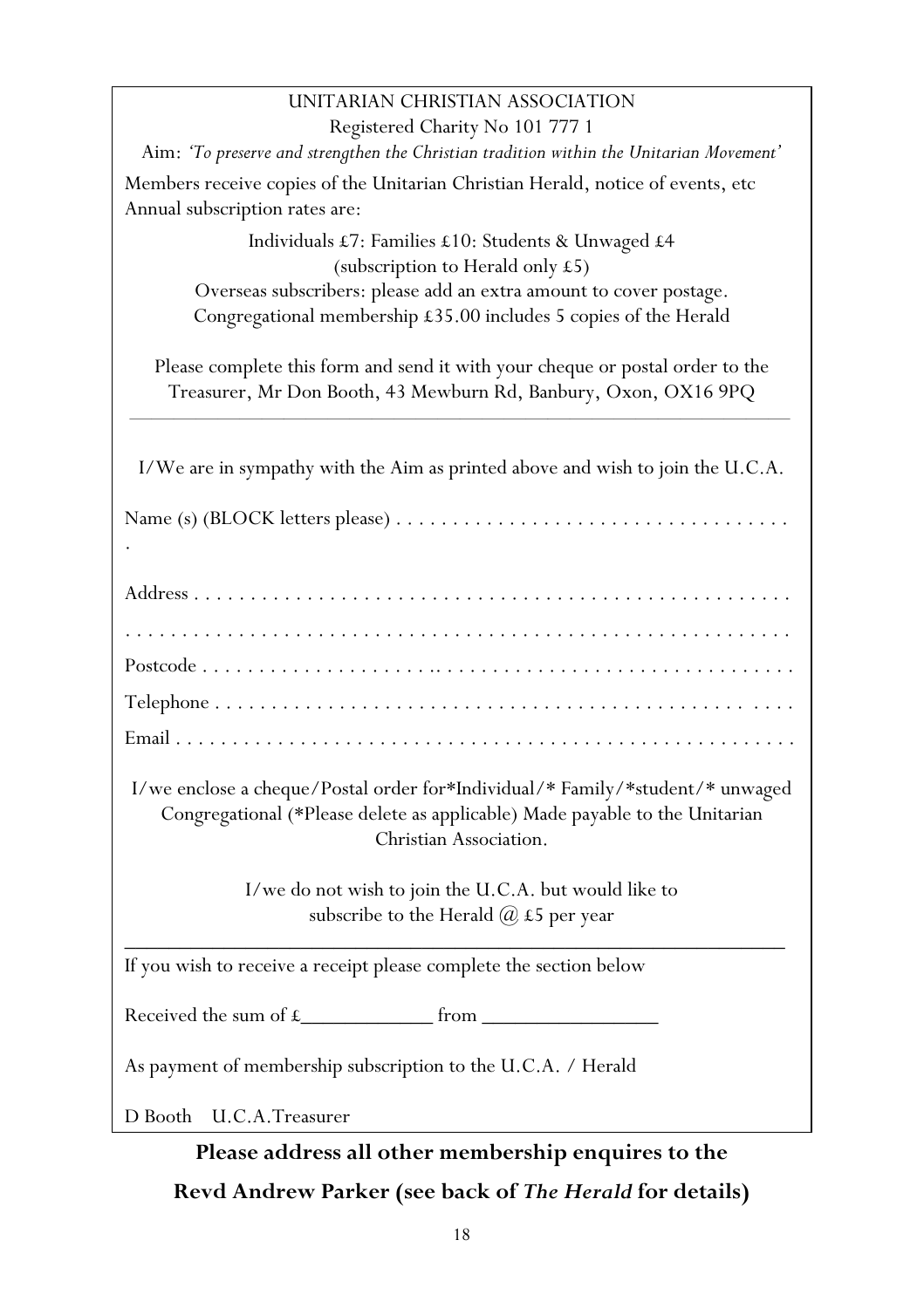UNITARIAN CHRISTIAN ASSOCIATION

Registered Charity No 101 777 1

Aim: *'To preserve and strengthen the Christian tradition within the Unitarian Movement'*

Members receive copies of the Unitarian Christian Herald, notice of events, etc
Annual subscription rates are:

Individuals £7: Families £10: Students & Unwaged £4
(subscription to Herald only £5)
Overseas subscribers: please add an extra amount to cover postage.
Congregational membership £35.00 includes 5 copies of the Herald

Please complete this form and send it with your cheque or postal order to the Treasurer, Mr Don Booth, 43 Mewburn Rd, Banbury, Oxon, OX16 9PQ

---

I/We are in sympathy with the Aim as printed above and wish to join the U.C.A.

Name (s) (BLOCK letters please) . . . . . . . . . . . . . . . . . . . . . . . . . . . . . . . . . . .

Address . . . . . . . . . . . . . . . . . . . . . . . . . . . . . . . . . . . . . . . . . . . . . . . . . . . . .

. . . . . . . . . . . . . . . . . . . . . . . . . . . . . . . . . . . . . . . . . . . . . . . . . . . . . . . . .

Postcode . . . . . . . . . . . . . . . . . . . . . . . . . . . . . . . . . . . . . . . . . . . . . . . . . . . .

Telephone . . . . . . . . . . . . . . . . . . . . . . . . . . . . . . . . . . . . . . . . . . . . . . . . . . .

Email . . . . . . . . . . . . . . . . . . . . . . . . . . . . . . . . . . . . . . . . . . . . . . . . . . . . . .

I/we enclose a cheque/Postal order for*Individual/* Family/*student/* unwaged Congregational (*Please delete as applicable) Made payable to the Unitarian Christian Association.

I/we do not wish to join the U.C.A. but would like to subscribe to the Herald @ £5 per year

---

If you wish to receive a receipt please complete the section below

Received the sum of £____________ from ________________

As payment of membership subscription to the U.C.A. / Herald

D Booth U.C.A.Treasurer

**Please address all other membership enquires to the Revd Andrew Parker (see back of *The Herald* for details)**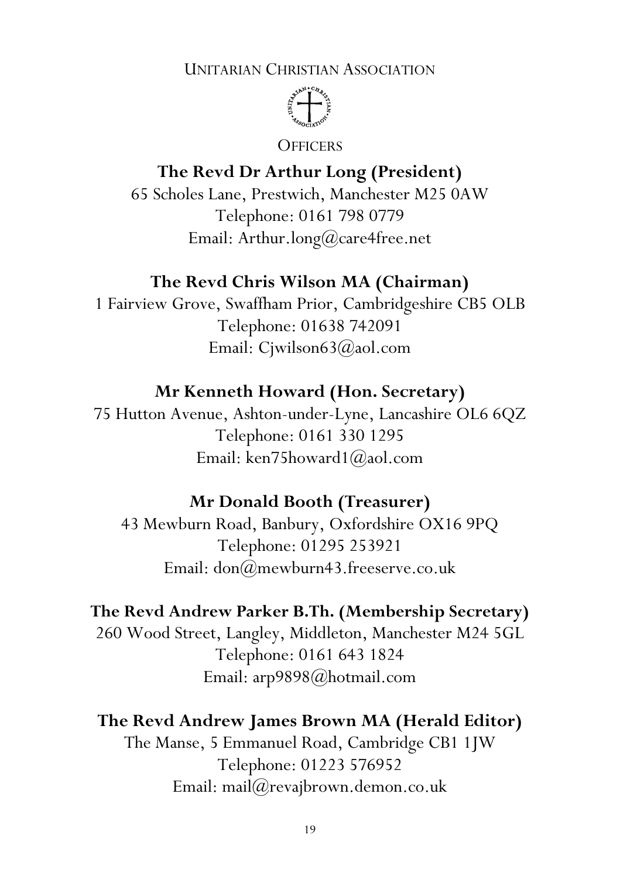UNITARIAN CHRISTIAN ASSOCIATION

OFFICERS

**The Revd Dr Arthur Long (President)**
65 Scholes Lane, Prestwich, Manchester M25 0AW
Telephone: 0161 798 0779
Email: Arthur.long@care4free.net

**The Revd Chris Wilson MA (Chairman)**
1 Fairview Grove, Swaffham Prior, Cambridgeshire CB5 OLB
Telephone: 01638 742091
Email: Cjwilson63@aol.com

**Mr Kenneth Howard (Hon. Secretary)**
75 Hutton Avenue, Ashton-under-Lyne, Lancashire OL6 6QZ
Telephone: 0161 330 1295
Email: ken75howard1@aol.com

**Mr Donald Booth (Treasurer)**
43 Mewburn Road, Banbury, Oxfordshire OX16 9PQ
Telephone: 01295 253921
Email: don@mewburn43.freeserve.co.uk

**The Revd Andrew Parker B.Th. (Membership Secretary)**
260 Wood Street, Langley, Middleton, Manchester M24 5GL
Telephone: 0161 643 1824
Email: arp9898@hotmail.com

**The Revd Andrew James Brown MA (Herald Editor)**
The Manse, 5 Emmanuel Road, Cambridge CB1 1JW
Telephone: 01223 576952
Email: mail@revajbrown.demon.co.uk